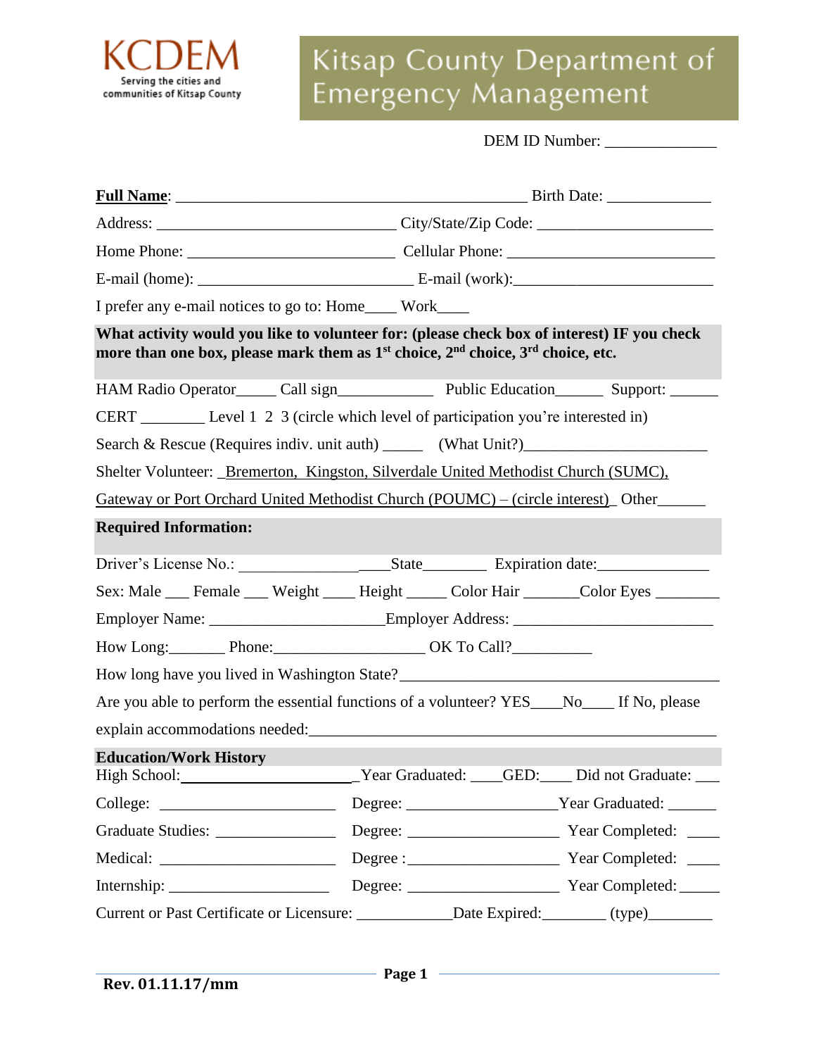KCDEM

Serving the cities and communities of Kitsap County

# Kitsap County Department of Emergency Management

DEM ID Number: ______________

**Full Name**: ____________________________________________ Birth Date: _____________

Address: ______________________________ City/State/Zip Code: _____________________

Home Phone: __________________________ Cellular Phone: _________________________

E-mail (home): ___________________________ E-mail (work):________________________

I prefer any e-mail notices to go to: Home____ Work____

**What activity would you like to volunteer for: (please check box of interest) IF you check more than one box, please mark them as 1st choice, 2nd choice, 3rd choice, etc.**

HAM Radio Operator_____ Call sign____________ Public Education______ Support: ______

CERT ________ Level 1 2 3 (circle which level of participation you're interested in)

Search & Rescue (Requires indiv. unit auth) _____ (What Unit?)______________________

Shelter Volunteer: Bremerton, Kingston, Silverdale United Methodist Church (SUMC), Gateway or Port Orchard United Methodist Church (POUMC) – (circle interest) Other______

**Required Information:**

Driver's License No.: ____________________State________ Expiration date:_____________

Sex: Male ___ Female ___ Weight ____ Height _____ Color Hair _______Color Eyes ________

Employer Name: _____________________Employer Address: ________________________

How Long:_______ Phone:__________________ OK To Call?__________

How long have you lived in Washington State?______________________________________

Are you able to perform the essential functions of a volunteer? YES____No____ If No, please explain accommodations needed:__________________________________________________

**Education/Work History**

High School:________________________Year Graduated: ____GED:____ Did not Graduate: ___

College: ______________________ Degree: __________________Year Graduated: ______

Graduate Studies: _______________ Degree: __________________ Year Completed: ____

Medical: ______________________ Degree :__________________ Year Completed: ____

Internship: ____________________ Degree: __________________ Year Completed: _____

Current or Past Certificate or Licensure: ____________Date Expired:________ (type)________

Rev. 01.11.17/mm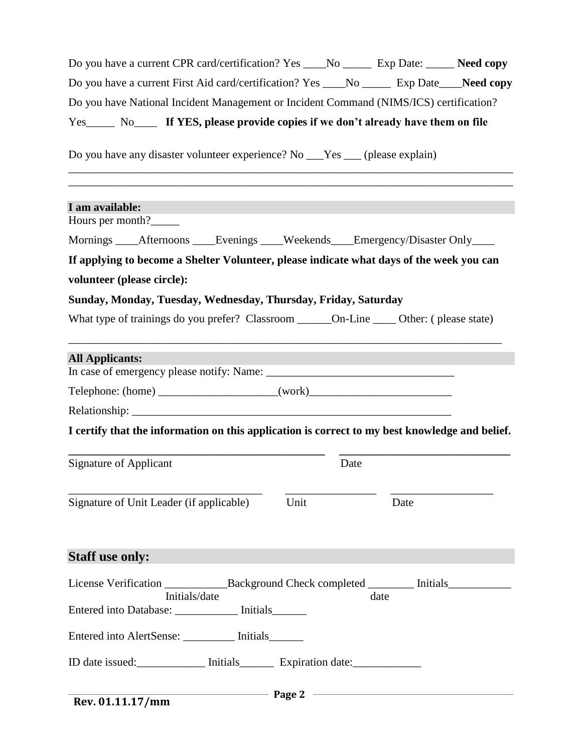Do you have a current CPR card/certification? Yes ____No _____ Exp Date: _____ **Need copy**

Do you have a current First Aid card/certification? Yes ____No _____ Exp Date____**Need copy**

Do you have National Incident Management or Incident Command (NIMS/ICS) certification?

Yes_____ No____ **If YES, please provide copies if we don't already have them on file**

Do you have any disaster volunteer experience? No ___Yes ___ (please explain)

______________________________________________________________________________

______________________________________________________________________________

**I am available:**

Hours per month?_____

Mornings ____Afternoons ____Evenings ____Weekends____Emergency/Disaster Only____

**If applying to become a Shelter Volunteer, please indicate what days of the week you can volunteer (please circle):**

**Sunday, Monday, Tuesday, Wednesday, Thursday, Friday, Saturday**

What type of trainings do you prefer? Classroom ______On-Line ____ Other: ( please state)

______________________________________________________________________________

**All Applicants:**

In case of emergency please notify: Name: _________________________________

Telephone: (home) _____________________(work)_________________________

Relationship: _________________________________________________________

**I certify that the information on this application is correct to my best knowledge and belief.**

_______________________________________ ______________________________

Signature of Applicant Date

__________________________________ ________________ __________________

Signature of Unit Leader (if applicable) Unit Date

## Staff use only:

License Verification ___________Background Check completed ________ Initials___________
Initials/date date

Entered into Database: ___________ Initials______

Entered into AlertSense: _________ Initials______

ID date issued:____________ Initials______ Expiration date:____________

Rev. 01.11.17/mm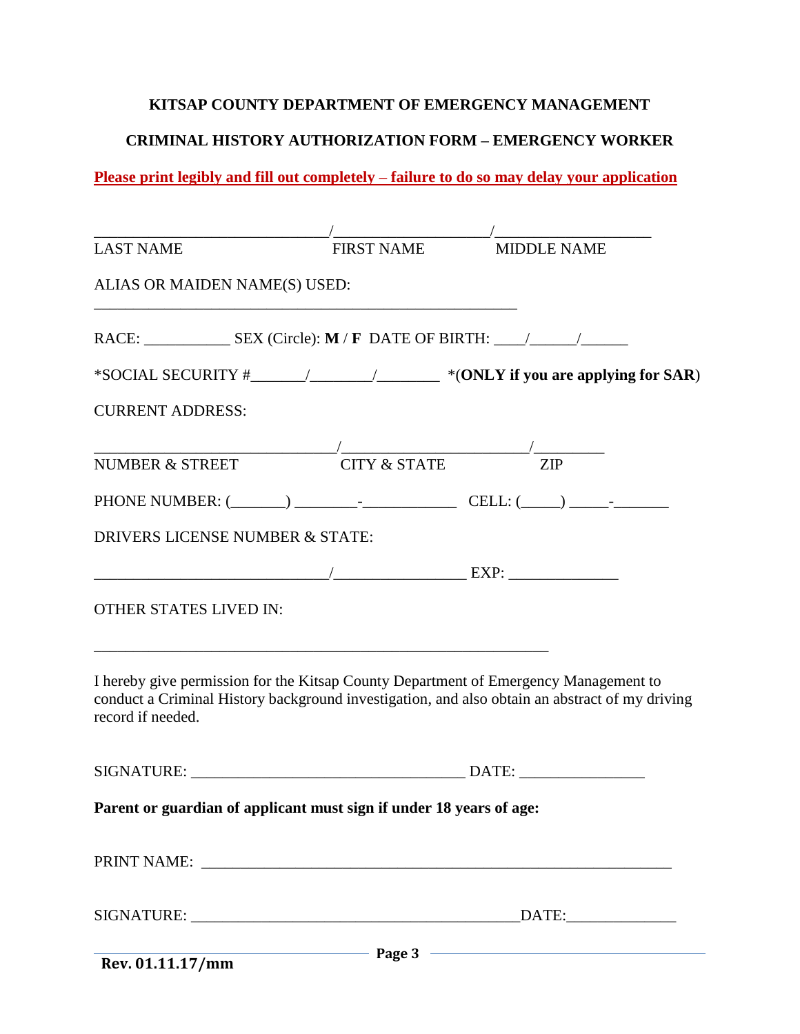**KITSAP COUNTY DEPARTMENT OF EMERGENCY MANAGEMENT**

**CRIMINAL HISTORY AUTHORIZATION FORM – EMERGENCY WORKER**

**Please print legibly and fill out completely – failure to do so may delay your application**

______________________________/___________________/____________________

LAST NAME FIRST NAME MIDDLE NAME

ALIAS OR MAIDEN NAME(S) USED:

_______________________________________________________

RACE: ___________ SEX (Circle): **M** / **F** DATE OF BIRTH: ____/______/______

*SOCIAL SECURITY #_______/________/________ *(**ONLY if you are applying for SAR**)

CURRENT ADDRESS:

_______________________________/________________________/_________

NUMBER & STREET CITY & STATE ZIP

PHONE NUMBER: (_______) ________-____________ CELL: (_____) _____-_______

DRIVERS LICENSE NUMBER & STATE:

______________________________/_________________ EXP: ______________

OTHER STATES LIVED IN:

___________________________________________________________

I hereby give permission for the Kitsap County Department of Emergency Management to conduct a Criminal History background investigation, and also obtain an abstract of my driving record if needed.

SIGNATURE: ___________________________________ DATE: ________________

**Parent or guardian of applicant must sign if under 18 years of age:**

PRINT NAME: ____________________________________________________________

SIGNATURE: __________________________________________DATE:______________

**Rev. 01.11.17/mm**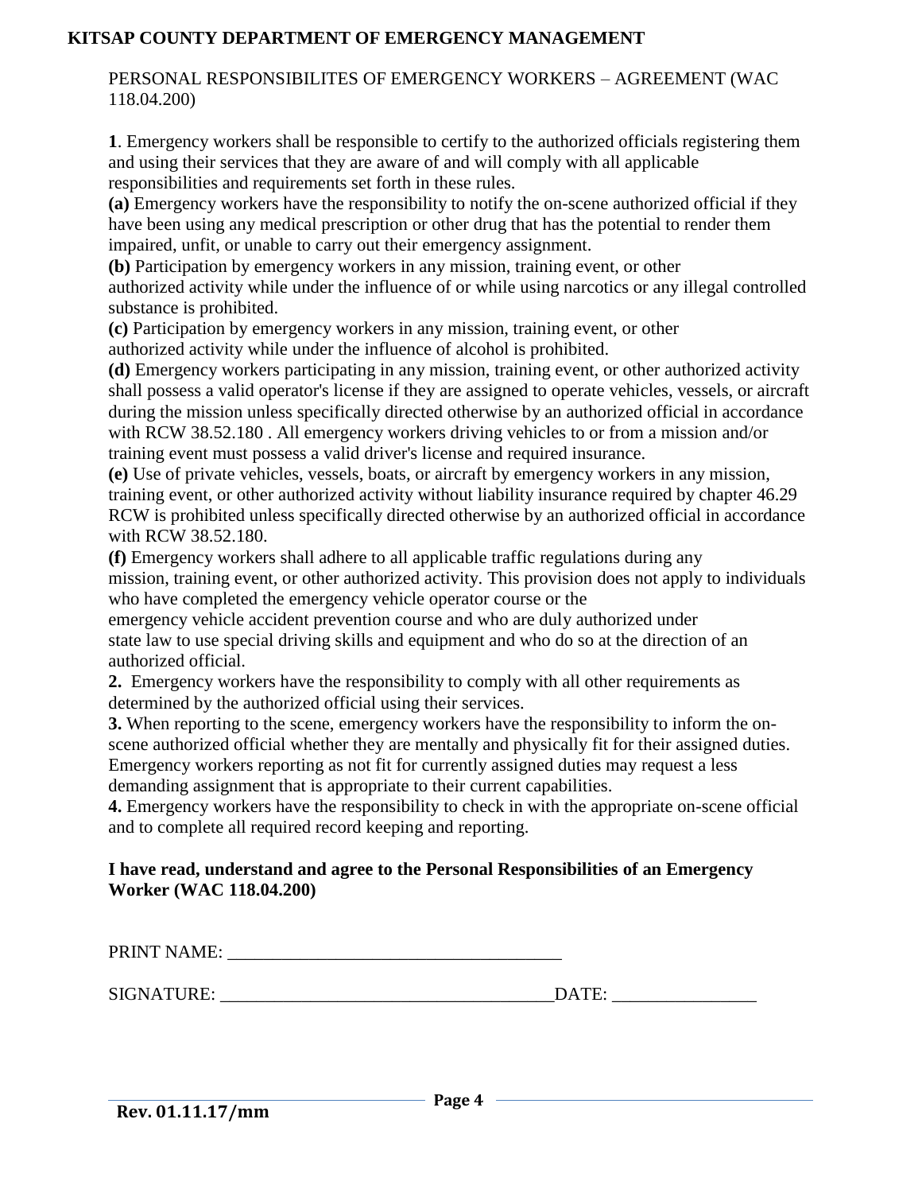**KITSAP COUNTY DEPARTMENT OF EMERGENCY MANAGEMENT**

PERSONAL RESPONSIBILITES OF EMERGENCY WORKERS – AGREEMENT (WAC 118.04.200)

**1**. Emergency workers shall be responsible to certify to the authorized officials registering them and using their services that they are aware of and will comply with all applicable responsibilities and requirements set forth in these rules.

**(a)** Emergency workers have the responsibility to notify the on-scene authorized official if they have been using any medical prescription or other drug that has the potential to render them impaired, unfit, or unable to carry out their emergency assignment.

**(b)** Participation by emergency workers in any mission, training event, or other authorized activity while under the influence of or while using narcotics or any illegal controlled substance is prohibited.

**(c)** Participation by emergency workers in any mission, training event, or other authorized activity while under the influence of alcohol is prohibited.

**(d)** Emergency workers participating in any mission, training event, or other authorized activity shall possess a valid operator's license if they are assigned to operate vehicles, vessels, or aircraft during the mission unless specifically directed otherwise by an authorized official in accordance with RCW 38.52.180 . All emergency workers driving vehicles to or from a mission and/or training event must possess a valid driver's license and required insurance.

**(e)** Use of private vehicles, vessels, boats, or aircraft by emergency workers in any mission, training event, or other authorized activity without liability insurance required by chapter 46.29 RCW is prohibited unless specifically directed otherwise by an authorized official in accordance with RCW 38.52.180.

**(f)** Emergency workers shall adhere to all applicable traffic regulations during any mission, training event, or other authorized activity. This provision does not apply to individuals who have completed the emergency vehicle operator course or the emergency vehicle accident prevention course and who are duly authorized under state law to use special driving skills and equipment and who do so at the direction of an authorized official.

**2.** Emergency workers have the responsibility to comply with all other requirements as determined by the authorized official using their services.

**3.** When reporting to the scene, emergency workers have the responsibility to inform the on-scene authorized official whether they are mentally and physically fit for their assigned duties. Emergency workers reporting as not fit for currently assigned duties may request a less demanding assignment that is appropriate to their current capabilities.

**4.** Emergency workers have the responsibility to check in with the appropriate on-scene official and to complete all required record keeping and reporting.

**I have read, understand and agree to the Personal Responsibilities of an Emergency Worker (WAC 118.04.200)**

PRINT NAME: ____________________________________

SIGNATURE: ____________________________________DATE: ________________

**Rev. 01.11.17/mm**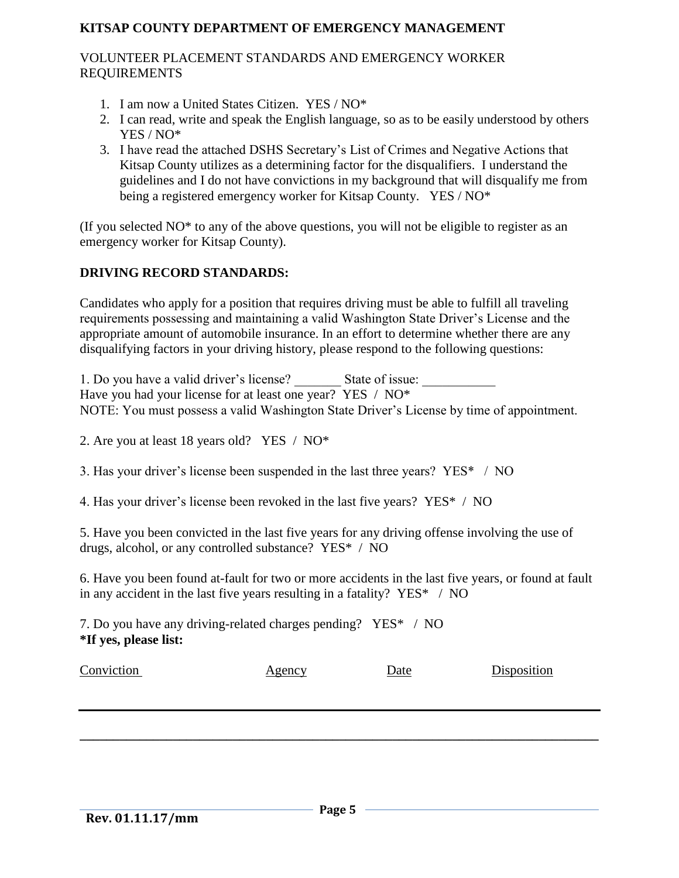**KITSAP COUNTY DEPARTMENT OF EMERGENCY MANAGEMENT**

VOLUNTEER PLACEMENT STANDARDS AND EMERGENCY WORKER REQUIREMENTS

1. I am now a United States Citizen. YES / NO*
2. I can read, write and speak the English language, so as to be easily understood by others YES / NO*
3. I have read the attached DSHS Secretary's List of Crimes and Negative Actions that Kitsap County utilizes as a determining factor for the disqualifiers. I understand the guidelines and I do not have convictions in my background that will disqualify me from being a registered emergency worker for Kitsap County. YES / NO*

(If you selected NO* to any of the above questions, you will not be eligible to register as an emergency worker for Kitsap County).

**DRIVING RECORD STANDARDS:**

Candidates who apply for a position that requires driving must be able to fulfill all traveling requirements possessing and maintaining a valid Washington State Driver's License and the appropriate amount of automobile insurance. In an effort to determine whether there are any disqualifying factors in your driving history, please respond to the following questions:

1. Do you have a valid driver's license? _______ State of issue: ___________
Have you had your license for at least one year? YES / NO*
NOTE: You must possess a valid Washington State Driver's License by time of appointment.

2. Are you at least 18 years old? YES / NO*

3. Has your driver's license been suspended in the last three years? YES* / NO

4. Has your driver's license been revoked in the last five years? YES* / NO

5. Have you been convicted in the last five years for any driving offense involving the use of drugs, alcohol, or any controlled substance? YES* / NO

6. Have you been found at-fault for two or more accidents in the last five years, or found at fault in any accident in the last five years resulting in a fatality? YES* / NO

7. Do you have any driving-related charges pending? YES* / NO
**\*If yes, please list:**

| Conviction | Agency | Date | Disposition |
|---|---|---|---|
| | | | |
| | | | |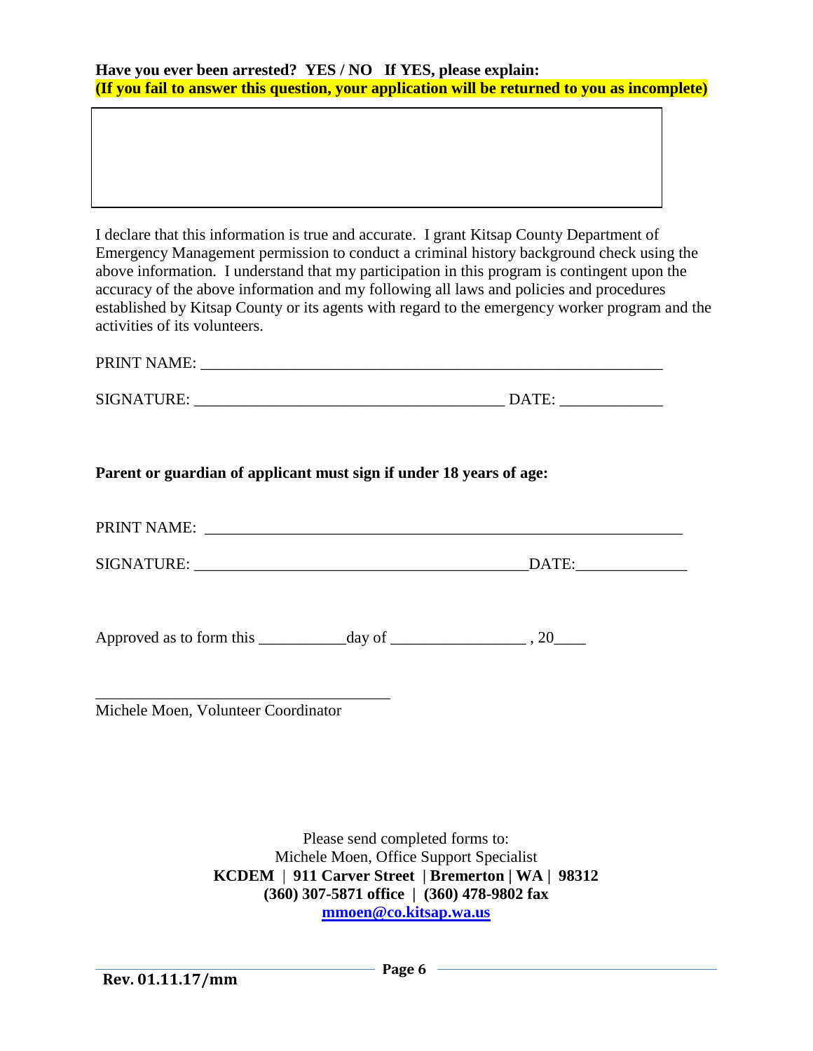**Have you ever been arrested? YES / NO If YES, please explain:**
**(If you fail to answer this question, your application will be returned to you as incomplete)**

| |
|---|
| |

I declare that this information is true and accurate. I grant Kitsap County Department of Emergency Management permission to conduct a criminal history background check using the above information. I understand that my participation in this program is contingent upon the accuracy of the above information and my following all laws and policies and procedures established by Kitsap County or its agents with regard to the emergency worker program and the activities of its volunteers.

PRINT NAME: ___________________________________________________________

SIGNATURE: ________________________________________ DATE: _____________

**Parent or guardian of applicant must sign if under 18 years of age:**

PRINT NAME: _____________________________________________________________

SIGNATURE: ___________________________________________DATE:______________

Approved as to form this ___________day of _________________ , 20____

______________________________________
Michele Moen, Volunteer Coordinator

Please send completed forms to:
Michele Moen, Office Support Specialist
**KCDEM | 911 Carver Street | Bremerton | WA | 98312**
**(360) 307-5871 office | (360) 478-9802 fax**
**mmoen@co.kitsap.wa.us**

**Rev. 01.11.17/mm**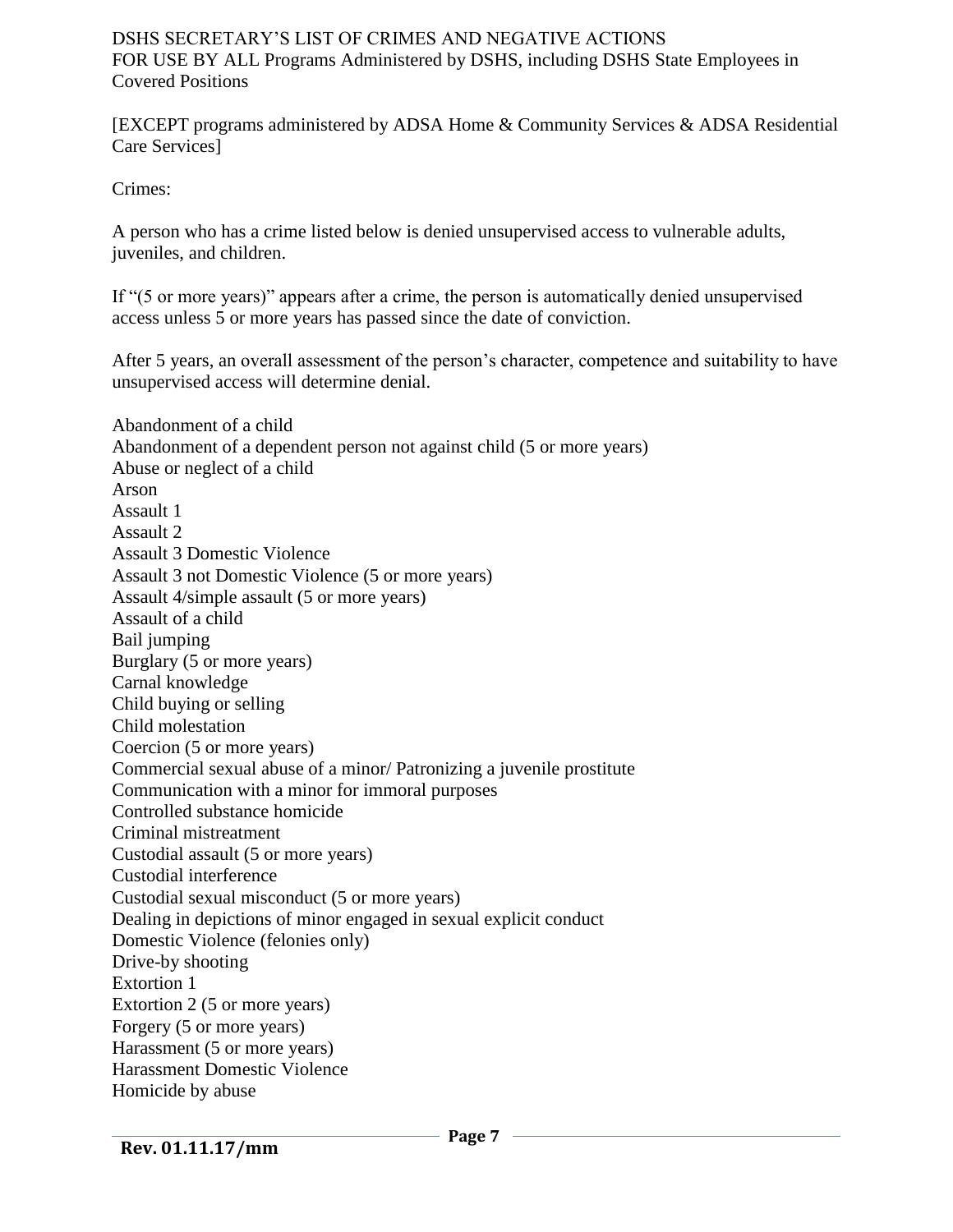DSHS SECRETARY'S LIST OF CRIMES AND NEGATIVE ACTIONS
FOR USE BY ALL Programs Administered by DSHS, including DSHS State Employees in Covered Positions

[EXCEPT programs administered by ADSA Home & Community Services & ADSA Residential Care Services]

Crimes:

A person who has a crime listed below is denied unsupervised access to vulnerable adults, juveniles, and children.

If "(5 or more years)" appears after a crime, the person is automatically denied unsupervised access unless 5 or more years has passed since the date of conviction.

After 5 years, an overall assessment of the person's character, competence and suitability to have unsupervised access will determine denial.

Abandonment of a child
Abandonment of a dependent person not against child (5 or more years)
Abuse or neglect of a child
Arson
Assault 1
Assault 2
Assault 3 Domestic Violence
Assault 3 not Domestic Violence (5 or more years)
Assault 4/simple assault (5 or more years)
Assault of a child
Bail jumping
Burglary (5 or more years)
Carnal knowledge
Child buying or selling
Child molestation
Coercion (5 or more years)
Commercial sexual abuse of a minor/ Patronizing a juvenile prostitute
Communication with a minor for immoral purposes
Controlled substance homicide
Criminal mistreatment
Custodial assault (5 or more years)
Custodial interference
Custodial sexual misconduct (5 or more years)
Dealing in depictions of minor engaged in sexual explicit conduct
Domestic Violence (felonies only)
Drive-by shooting
Extortion 1
Extortion 2 (5 or more years)
Forgery (5 or more years)
Harassment (5 or more years)
Harassment Domestic Violence
Homicide by abuse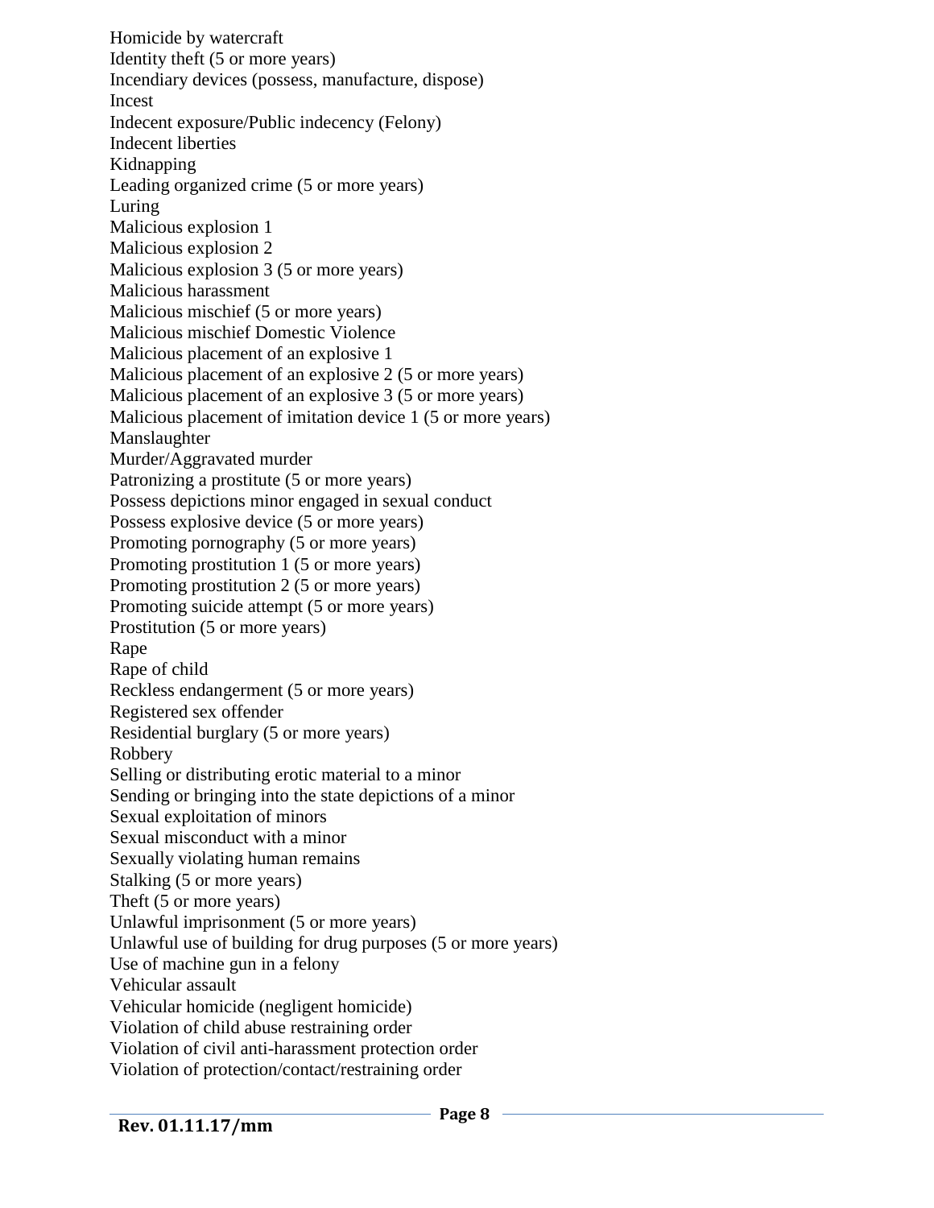Homicide by watercraft
Identity theft (5 or more years)
Incendiary devices (possess, manufacture, dispose)
Incest
Indecent exposure/Public indecency (Felony)
Indecent liberties
Kidnapping
Leading organized crime (5 or more years)
Luring
Malicious explosion 1
Malicious explosion 2
Malicious explosion 3 (5 or more years)
Malicious harassment
Malicious mischief (5 or more years)
Malicious mischief Domestic Violence
Malicious placement of an explosive 1
Malicious placement of an explosive 2 (5 or more years)
Malicious placement of an explosive 3 (5 or more years)
Malicious placement of imitation device 1 (5 or more years)
Manslaughter
Murder/Aggravated murder
Patronizing a prostitute (5 or more years)
Possess depictions minor engaged in sexual conduct
Possess explosive device (5 or more years)
Promoting pornography (5 or more years)
Promoting prostitution 1 (5 or more years)
Promoting prostitution 2 (5 or more years)
Promoting suicide attempt (5 or more years)
Prostitution (5 or more years)
Rape
Rape of child
Reckless endangerment (5 or more years)
Registered sex offender
Residential burglary (5 or more years)
Robbery
Selling or distributing erotic material to a minor
Sending or bringing into the state depictions of a minor
Sexual exploitation of minors
Sexual misconduct with a minor
Sexually violating human remains
Stalking (5 or more years)
Theft (5 or more years)
Unlawful imprisonment (5 or more years)
Unlawful use of building for drug purposes (5 or more years)
Use of machine gun in a felony
Vehicular assault
Vehicular homicide (negligent homicide)
Violation of child abuse restraining order
Violation of civil anti-harassment protection order
Violation of protection/contact/restraining order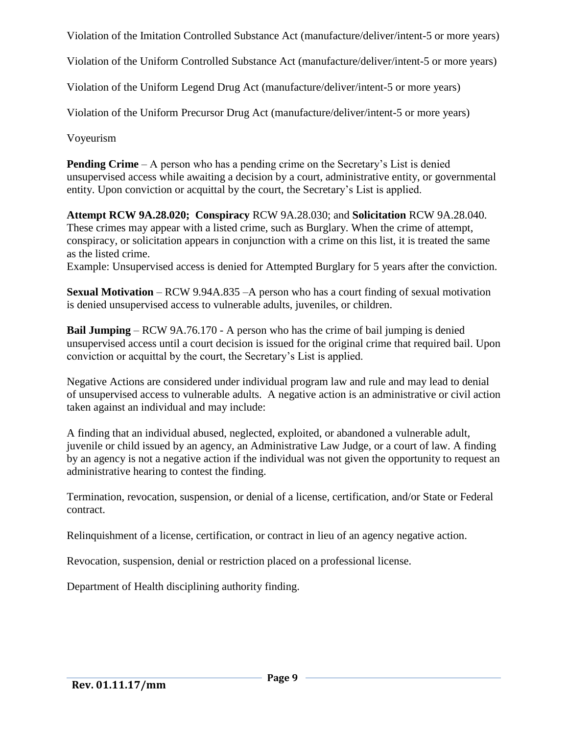Violation of the Imitation Controlled Substance Act (manufacture/deliver/intent-5 or more years)

Violation of the Uniform Controlled Substance Act (manufacture/deliver/intent-5 or more years)

Violation of the Uniform Legend Drug Act (manufacture/deliver/intent-5 or more years)

Violation of the Uniform Precursor Drug Act (manufacture/deliver/intent-5 or more years)

Voyeurism

**Pending Crime** – A person who has a pending crime on the Secretary's List is denied unsupervised access while awaiting a decision by a court, administrative entity, or governmental entity. Upon conviction or acquittal by the court, the Secretary's List is applied.

**Attempt RCW 9A.28.020; Conspiracy** RCW 9A.28.030; and **Solicitation** RCW 9A.28.040. These crimes may appear with a listed crime, such as Burglary. When the crime of attempt, conspiracy, or solicitation appears in conjunction with a crime on this list, it is treated the same as the listed crime.
Example: Unsupervised access is denied for Attempted Burglary for 5 years after the conviction.

**Sexual Motivation** – RCW 9.94A.835 –A person who has a court finding of sexual motivation is denied unsupervised access to vulnerable adults, juveniles, or children.

**Bail Jumping** – RCW 9A.76.170 - A person who has the crime of bail jumping is denied unsupervised access until a court decision is issued for the original crime that required bail. Upon conviction or acquittal by the court, the Secretary's List is applied.

Negative Actions are considered under individual program law and rule and may lead to denial of unsupervised access to vulnerable adults. A negative action is an administrative or civil action taken against an individual and may include:

A finding that an individual abused, neglected, exploited, or abandoned a vulnerable adult, juvenile or child issued by an agency, an Administrative Law Judge, or a court of law. A finding by an agency is not a negative action if the individual was not given the opportunity to request an administrative hearing to contest the finding.

Termination, revocation, suspension, or denial of a license, certification, and/or State or Federal contract.

Relinquishment of a license, certification, or contract in lieu of an agency negative action.

Revocation, suspension, denial or restriction placed on a professional license.

Department of Health disciplining authority finding.